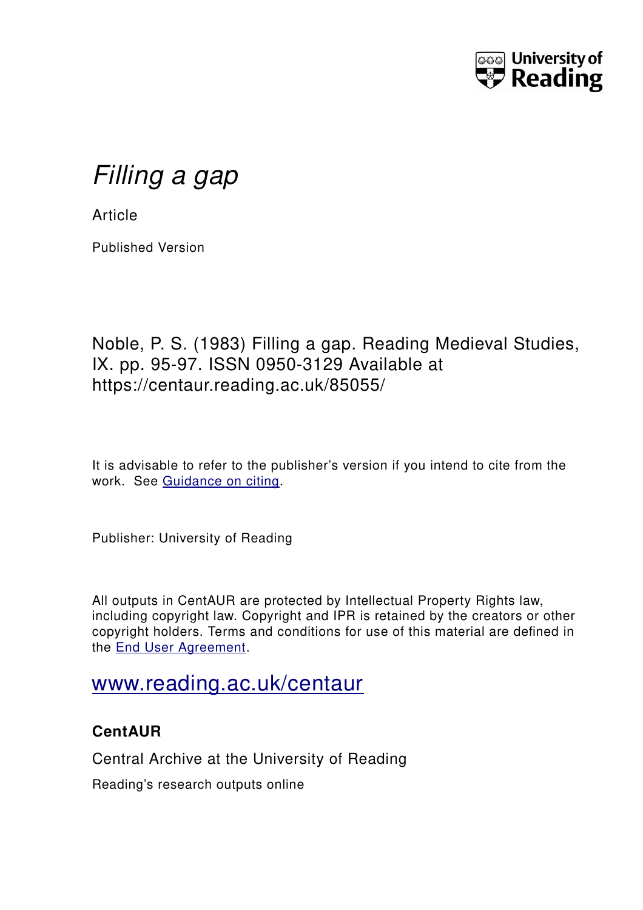# *Filling a gap*

Article

Published Version

Noble, P. S. (1983) Filling a gap. Reading Medieval Studies, IX. pp. 95-97. ISSN 0950-3129 Available at https://centaur.reading.ac.uk/85055/

It is advisable to refer to the publisher's version if you intend to cite from the work. See Guidance on citing.

Publisher: University of Reading

All outputs in CentAUR are protected by Intellectual Property Rights law, including copyright law. Copyright and IPR is retained by the creators or other copyright holders. Terms and conditions for use of this material are defined in the End User Agreement.

www.reading.ac.uk/centaur

**CentAUR**

Central Archive at the University of Reading

Reading's research outputs online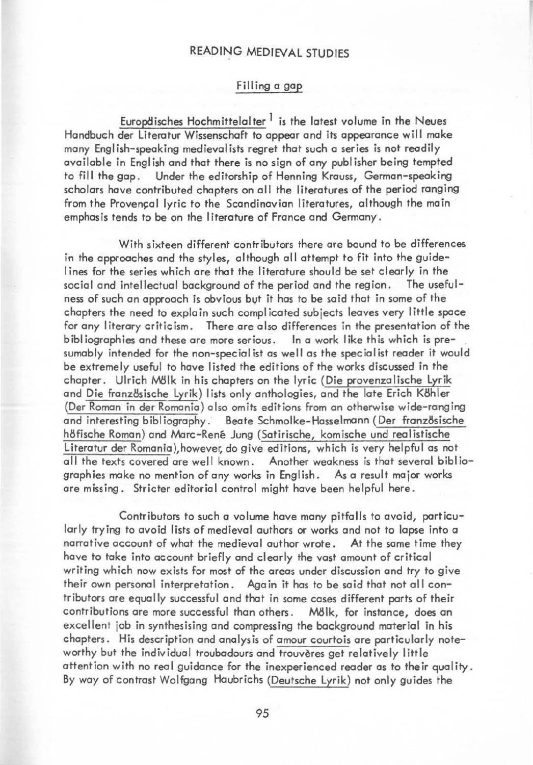# READING MEDIEVAL STUDIES

## Filling a gap

Europäisches Hochmittelalter [1] is the latest volume in the Neues Handbuch der Literatur Wissenschaft to appear and its appearance will make many English-speaking medievalists regret that such a series is not readily available in English and that there is no sign of any publisher being tempted to fill the gap. Under the editorship of Henning Krauss, German-speaking scholars have contributed chapters on all the literatures of the period ranging from the Provençal lyric to the Scandinavian literatures, although the main emphasis tends to be on the literature of France and Germany.

With sixteen different contributors there are bound to be differences in the approaches and the styles, although all attempt to fit into the guidelines for the series which are that the literature should be set clearly in the social and intellectual background of the period and the region. The usefulness of such an approach is obvious but it has to be said that in some of the chapters the need to explain such complicated subjects leaves very little space for any literary criticism. There are also differences in the presentation of the bibliographies and these are more serious. In a work like this which is presumably intended for the non-specialist as well as the specialist reader it would be extremely useful to have listed the editions of the works discussed in the chapter. Ulrich Mölk in his chapters on the lyric (Die provenzalische Lyrik and Die französische Lyrik) lists only anthologies, and the late Erich Köhler (Der Roman in der Romania) also omits editions from an otherwise wide-ranging and interesting bibliography. Beate Schmolke-Hasselmann (Der französische höfische Roman) and Marc-René Jung (Satirische, komische und realistische Literatur der Romania), however, do give editions, which is very helpful as not all the texts covered are well known. Another weakness is that several bibliographies make no mention of any works in English. As a result major works are missing. Stricter editorial control might have been helpful here.

Contributors to such a volume have many pitfalls to avoid, particularly trying to avoid lists of medieval authors or works and not to lapse into a narrative account of what the medieval author wrote. At the same time they have to take into account briefly and clearly the vast amount of critical writing which now exists for most of the areas under discussion and try to give their own personal interpretation. Again it has to be said that not all contributors are equally successful and that in some cases different parts of their contributions are more successful than others. Mölk, for instance, does an excellent job in synthesising and compressing the background material in his chapters. His description and analysis of amour courtois are particularly noteworthy but the individual troubadours and trouvères get relatively little attention with no real guidance for the inexperienced reader as to their quality. By way of contrast Wolfgang Haubrichs (Deutsche Lyrik) not only guides the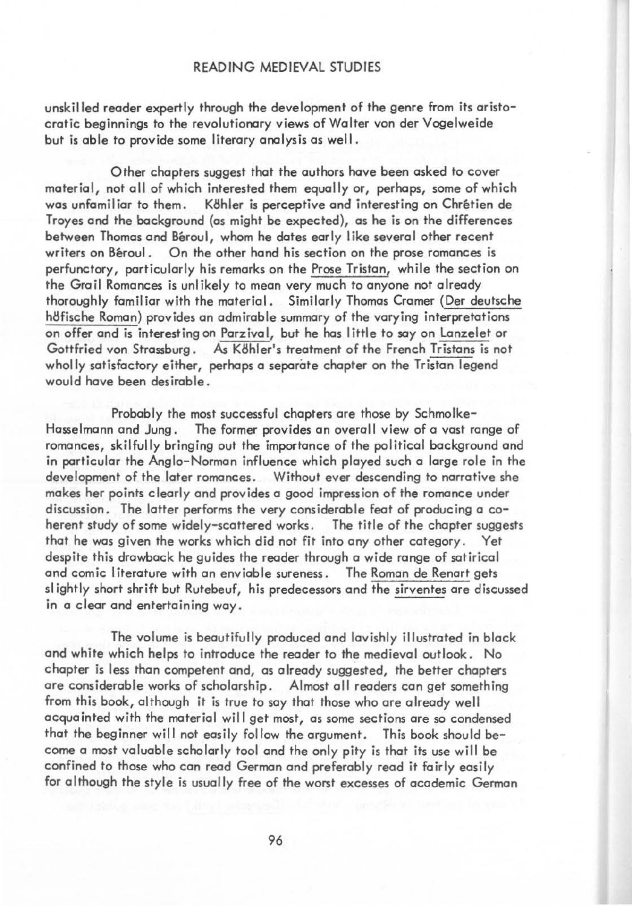unskilled reader expertly through the development of the genre from its aristocratic beginnings to the revolutionary views of Walter von der Vogelweide but is able to provide some literary analysis as well.

Other chapters suggest that the authors have been asked to cover material, not all of which interested them equally or, perhaps, some of which was unfamiliar to them. Köhler is perceptive and interesting on Chrétien de Troyes and the background (as might be expected), as he is on the differences between Thomas and Béroul, whom he dates early like several other recent writers on Béroul. On the other hand his section on the prose romances is perfunctory, particularly his remarks on the Prose Tristan, while the section on the Grail Romances is unlikely to mean very much to anyone not already thoroughly familiar with the material. Similarly Thomas Cramer (Der deutsche höfische Roman) provides an admirable summary of the varying interpretations on offer and is interesting on Parzival, but he has little to say on Lanzelet or Gottfried von Strassburg. As Köhler's treatment of the French Tristans is not wholly satisfactory either, perhaps a separate chapter on the Tristan legend would have been desirable.

Probably the most successful chapters are those by Schmolke-Hasselmann and Jung. The former provides an overall view of a vast range of romances, skilfully bringing out the importance of the political background and in particular the Anglo-Norman influence which played such a large role in the development of the later romances. Without ever descending to narrative she makes her points clearly and provides a good impression of the romance under discussion. The latter performs the very considerable feat of producing a coherent study of some widely-scattered works. The title of the chapter suggests that he was given the works which did not fit into any other category. Yet despite this drawback he guides the reader through a wide range of satirical and comic literature with an enviable sureness. The Roman de Renart gets slightly short shrift but Rutebeuf, his predecessors and the sirventes are discussed in a clear and entertaining way.

The volume is beautifully produced and lavishly illustrated in black and white which helps to introduce the reader to the medieval outlook. No chapter is less than competent and, as already suggested, the better chapters are considerable works of scholarship. Almost all readers can get something from this book, although it is true to say that those who are already well acquainted with the material will get most, as some sections are so condensed that the beginner will not easily follow the argument. This book should become a most valuable scholarly tool and the only pity is that its use will be confined to those who can read German and preferably read it fairly easily for although the style is usually free of the worst excesses of academic German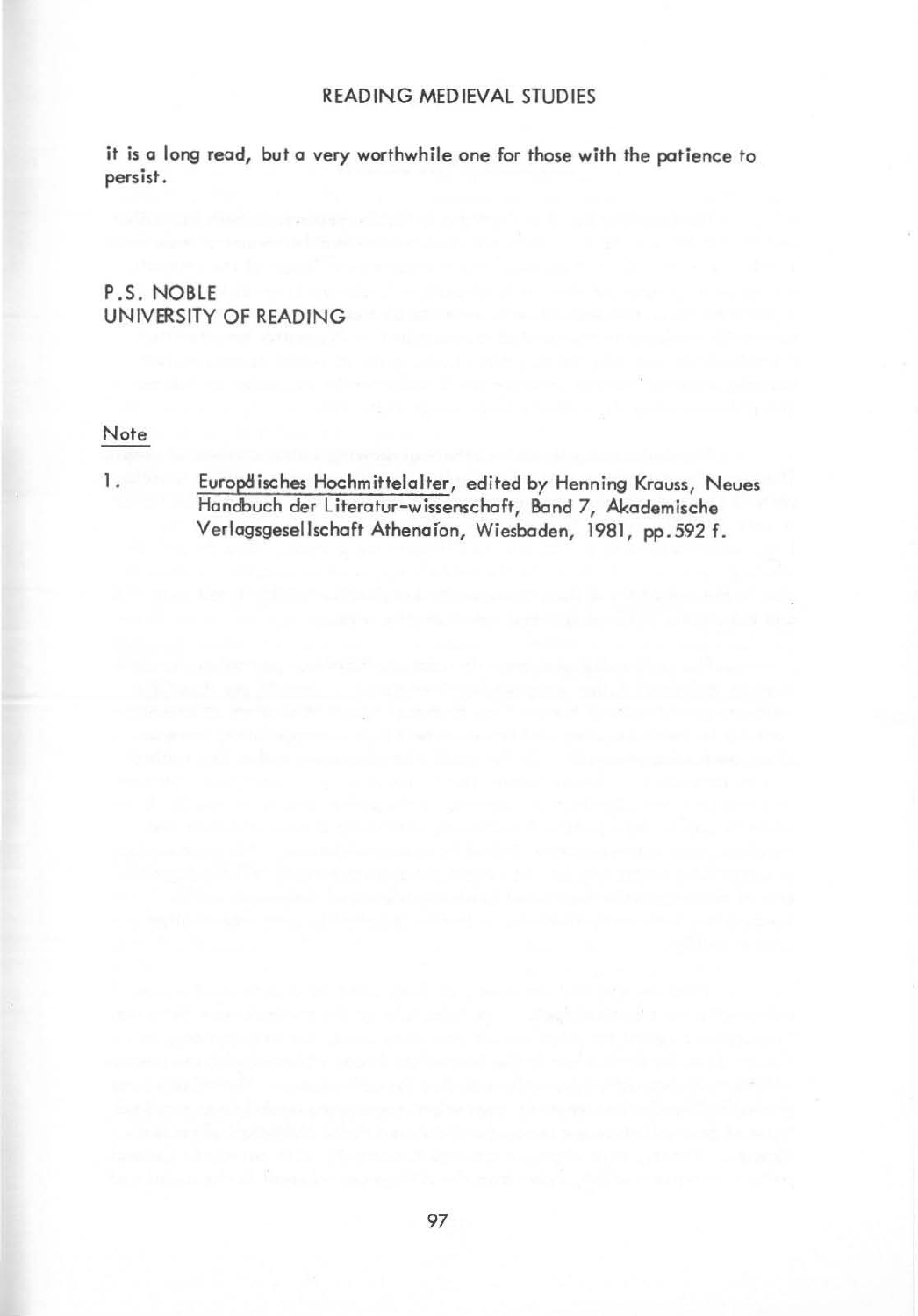it is a long read, but a very worthwhile one for those with the patience to persist.

P.S. NOBLE
UNIVERSITY OF READING

## Note

1. Europäisches Hochmittelalter, edited by Henning Krauss, Neues Handbuch der Literatur-wissenschaft, Band 7, Akademische Verlagsgesellschaft Athenaïon, Wiesbaden, 1981, pp. 592 f.